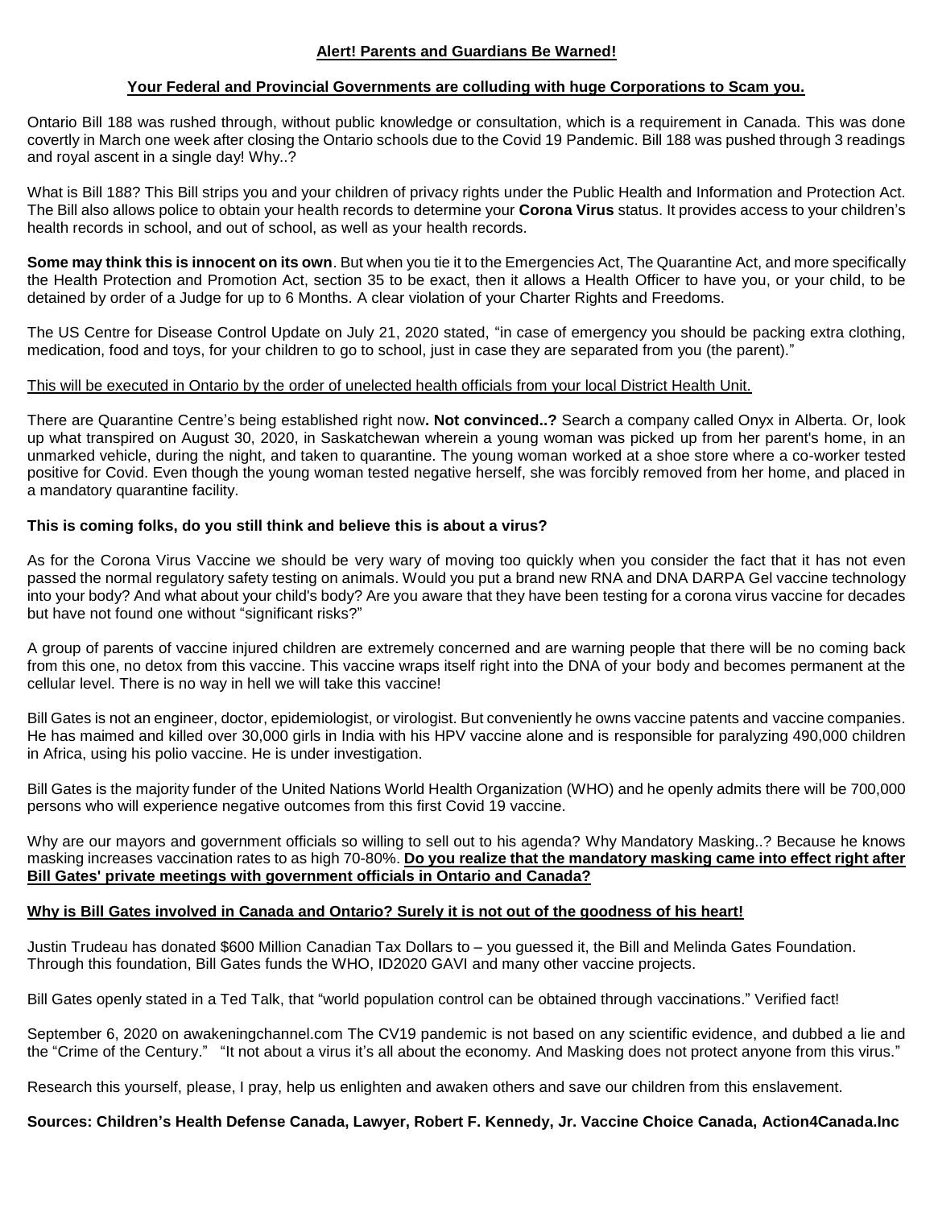**Alert! Parents and Guardians Be Warned!**

**Your Federal and Provincial Governments are colluding with huge Corporations to Scam you.**

Ontario Bill 188 was rushed through, without public knowledge or consultation, which is a requirement in Canada. This was done covertly in March one week after closing the Ontario schools due to the Covid 19 Pandemic. Bill 188 was pushed through 3 readings and royal ascent in a single day! Why..?

What is Bill 188? This Bill strips you and your children of privacy rights under the Public Health and Information and Protection Act. The Bill also allows police to obtain your health records to determine your **Corona Virus** status. It provides access to your children's health records in school, and out of school, as well as your health records.

**Some may think this is innocent on its own**. But when you tie it to the Emergencies Act, The Quarantine Act, and more specifically the Health Protection and Promotion Act, section 35 to be exact, then it allows a Health Officer to have you, or your child, to be detained by order of a Judge for up to 6 Months. A clear violation of your Charter Rights and Freedoms.

The US Centre for Disease Control Update on July 21, 2020 stated, "in case of emergency you should be packing extra clothing, medication, food and toys, for your children to go to school, just in case they are separated from you (the parent)."

This will be executed in Ontario by the order of unelected health officials from your local District Health Unit.

There are Quarantine Centre's being established right now**. Not convinced..?** Search a company called Onyx in Alberta. Or, look up what transpired on August 30, 2020, in Saskatchewan wherein a young woman was picked up from her parent's home, in an unmarked vehicle, during the night, and taken to quarantine. The young woman worked at a shoe store where a co-worker tested positive for Covid. Even though the young woman tested negative herself, she was forcibly removed from her home, and placed in a mandatory quarantine facility.

**This is coming folks, do you still think and believe this is about a virus?**

As for the Corona Virus Vaccine we should be very wary of moving too quickly when you consider the fact that it has not even passed the normal regulatory safety testing on animals. Would you put a brand new RNA and DNA DARPA Gel vaccine technology into your body? And what about your child's body? Are you aware that they have been testing for a corona virus vaccine for decades but have not found one without "significant risks?"

A group of parents of vaccine injured children are extremely concerned and are warning people that there will be no coming back from this one, no detox from this vaccine. This vaccine wraps itself right into the DNA of your body and becomes permanent at the cellular level. There is no way in hell we will take this vaccine!

Bill Gates is not an engineer, doctor, epidemiologist, or virologist. But conveniently he owns vaccine patents and vaccine companies. He has maimed and killed over 30,000 girls in India with his HPV vaccine alone and is responsible for paralyzing 490,000 children in Africa, using his polio vaccine. He is under investigation.

Bill Gates is the majority funder of the United Nations World Health Organization (WHO) and he openly admits there will be 700,000 persons who will experience negative outcomes from this first Covid 19 vaccine.

Why are our mayors and government officials so willing to sell out to his agenda? Why Mandatory Masking..? Because he knows masking increases vaccination rates to as high 70-80%. **Do you realize that the mandatory masking came into effect right after Bill Gates' private meetings with government officials in Ontario and Canada?**

**Why is Bill Gates involved in Canada and Ontario? Surely it is not out of the goodness of his heart!**

Justin Trudeau has donated $600 Million Canadian Tax Dollars to – you guessed it, the Bill and Melinda Gates Foundation. Through this foundation, Bill Gates funds the WHO, ID2020 GAVI and many other vaccine projects.

Bill Gates openly stated in a Ted Talk, that "world population control can be obtained through vaccinations." Verified fact!

September 6, 2020 on awakeningchannel.com The CV19 pandemic is not based on any scientific evidence, and dubbed a lie and the "Crime of the Century." "It not about a virus it's all about the economy. And Masking does not protect anyone from this virus."

Research this yourself, please, I pray, help us enlighten and awaken others and save our children from this enslavement.

**Sources: Children's Health Defense Canada, Lawyer, Robert F. Kennedy, Jr. Vaccine Choice Canada, Action4Canada.Inc**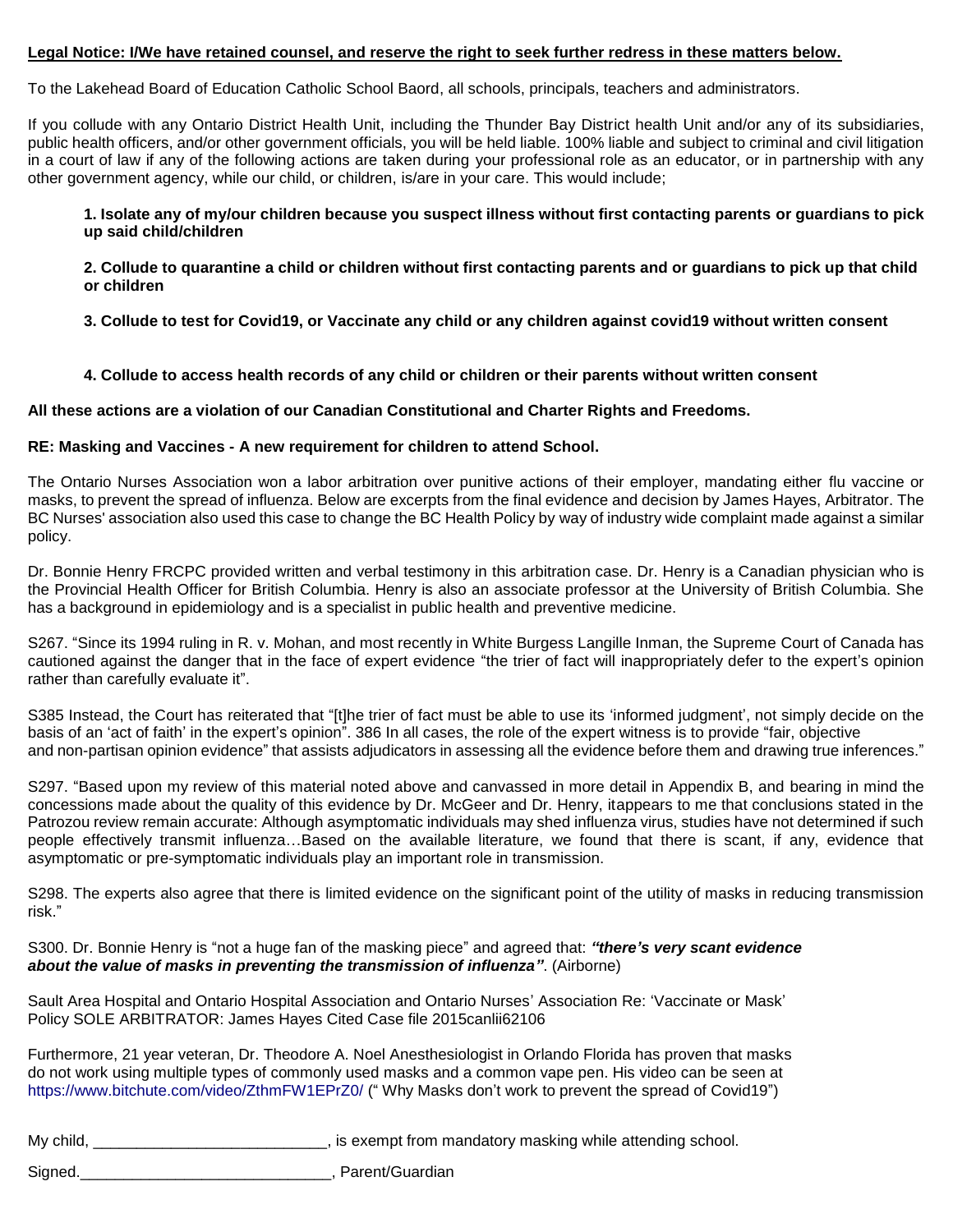**Legal Notice: I/We have retained counsel, and reserve the right to seek further redress in these matters below.**

To the Lakehead Board of Education Catholic School Baord, all schools, principals, teachers and administrators.

If you collude with any Ontario District Health Unit, including the Thunder Bay District health Unit and/or any of its subsidiaries, public health officers, and/or other government officials, you will be held liable. 100% liable and subject to criminal and civil litigation in a court of law if any of the following actions are taken during your professional role as an educator, or in partnership with any other government agency, while our child, or children, is/are in your care. This would include;

**1. Isolate any of my/our children because you suspect illness without first contacting parents or guardians to pick up said child/children**

**2. Collude to quarantine a child or children without first contacting parents and or guardians to pick up that child or children**

**3. Collude to test for Covid19, or Vaccinate any child or any children against covid19 without written consent**

**4. Collude to access health records of any child or children or their parents without written consent**

**All these actions are a violation of our Canadian Constitutional and Charter Rights and Freedoms.**

**RE: Masking and Vaccines - A new requirement for children to attend School.**

The Ontario Nurses Association won a labor arbitration over punitive actions of their employer, mandating either flu vaccine or masks, to prevent the spread of influenza. Below are excerpts from the final evidence and decision by James Hayes, Arbitrator. The BC Nurses' association also used this case to change the BC Health Policy by way of industry wide complaint made against a similar policy.

Dr. Bonnie Henry FRCPC provided written and verbal testimony in this arbitration case. Dr. Henry is a Canadian physician who is the Provincial Health Officer for British Columbia. Henry is also an associate professor at the University of British Columbia. She has a background in epidemiology and is a specialist in public health and preventive medicine.

S267. "Since its 1994 ruling in R. v. Mohan, and most recently in White Burgess Langille Inman, the Supreme Court of Canada has cautioned against the danger that in the face of expert evidence "the trier of fact will inappropriately defer to the expert's opinion rather than carefully evaluate it".

S385 Instead, the Court has reiterated that "[t]he trier of fact must be able to use its 'informed judgment', not simply decide on the basis of an 'act of faith' in the expert's opinion". 386 In all cases, the role of the expert witness is to provide "fair, objective and non-partisan opinion evidence" that assists adjudicators in assessing all the evidence before them and drawing true inferences."

S297. "Based upon my review of this material noted above and canvassed in more detail in Appendix B, and bearing in mind the concessions made about the quality of this evidence by Dr. McGeer and Dr. Henry, itappears to me that conclusions stated in the Patrozou review remain accurate: Although asymptomatic individuals may shed influenza virus, studies have not determined if such people effectively transmit influenza…Based on the available literature, we found that there is scant, if any, evidence that asymptomatic or pre-symptomatic individuals play an important role in transmission.

S298. The experts also agree that there is limited evidence on the significant point of the utility of masks in reducing transmission risk."

S300. Dr. Bonnie Henry is "not a huge fan of the masking piece" and agreed that: ***"there's very scant evidence about the value of masks in preventing the transmission of influenza"***. (Airborne)

Sault Area Hospital and Ontario Hospital Association and Ontario Nurses' Association Re: 'Vaccinate or Mask' Policy SOLE ARBITRATOR: James Hayes Cited Case file 2015canlii62106

Furthermore, 21 year veteran, Dr. Theodore A. Noel Anesthesiologist in Orlando Florida has proven that masks do not work using multiple types of commonly used masks and a common vape pen. His video can be seen at https://www.bitchute.com/video/ZthmFW1EPrZ0/ (" Why Masks don't work to prevent the spread of Covid19")

My child, ___________________________, is exempt from mandatory masking while attending school.

Signed.______________________________, Parent/Guardian